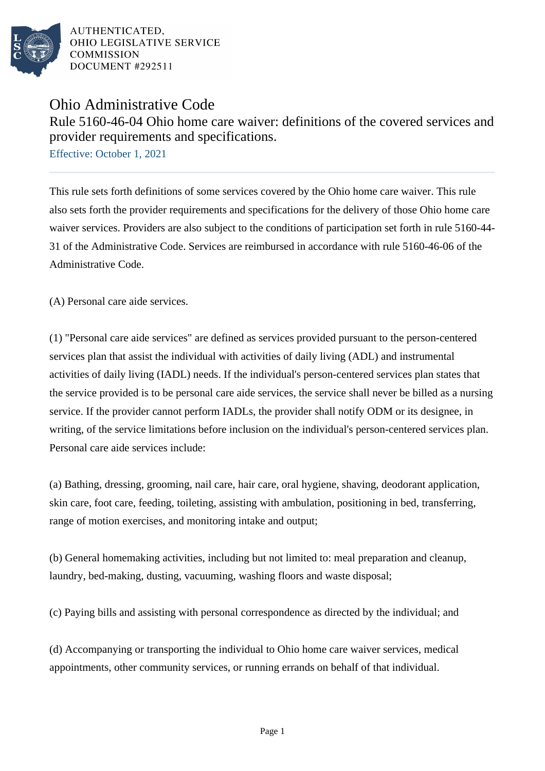AUTHENTICATED,
OHIO LEGISLATIVE SERVICE
COMMISSION
DOCUMENT #292511

# Ohio Administrative Code

## Rule 5160-46-04 Ohio home care waiver: definitions of the covered services and provider requirements and specifications.

Effective: October 1, 2021

This rule sets forth definitions of some services covered by the Ohio home care waiver. This rule also sets forth the provider requirements and specifications for the delivery of those Ohio home care waiver services. Providers are also subject to the conditions of participation set forth in rule 5160-44-31 of the Administrative Code. Services are reimbursed in accordance with rule 5160-46-06 of the Administrative Code.

(A) Personal care aide services.

(1) "Personal care aide services" are defined as services provided pursuant to the person-centered services plan that assist the individual with activities of daily living (ADL) and instrumental activities of daily living (IADL) needs. If the individual's person-centered services plan states that the service provided is to be personal care aide services, the service shall never be billed as a nursing service. If the provider cannot perform IADLs, the provider shall notify ODM or its designee, in writing, of the service limitations before inclusion on the individual's person-centered services plan. Personal care aide services include:

(a) Bathing, dressing, grooming, nail care, hair care, oral hygiene, shaving, deodorant application, skin care, foot care, feeding, toileting, assisting with ambulation, positioning in bed, transferring, range of motion exercises, and monitoring intake and output;

(b) General homemaking activities, including but not limited to: meal preparation and cleanup, laundry, bed-making, dusting, vacuuming, washing floors and waste disposal;

(c) Paying bills and assisting with personal correspondence as directed by the individual; and

(d) Accompanying or transporting the individual to Ohio home care waiver services, medical appointments, other community services, or running errands on behalf of that individual.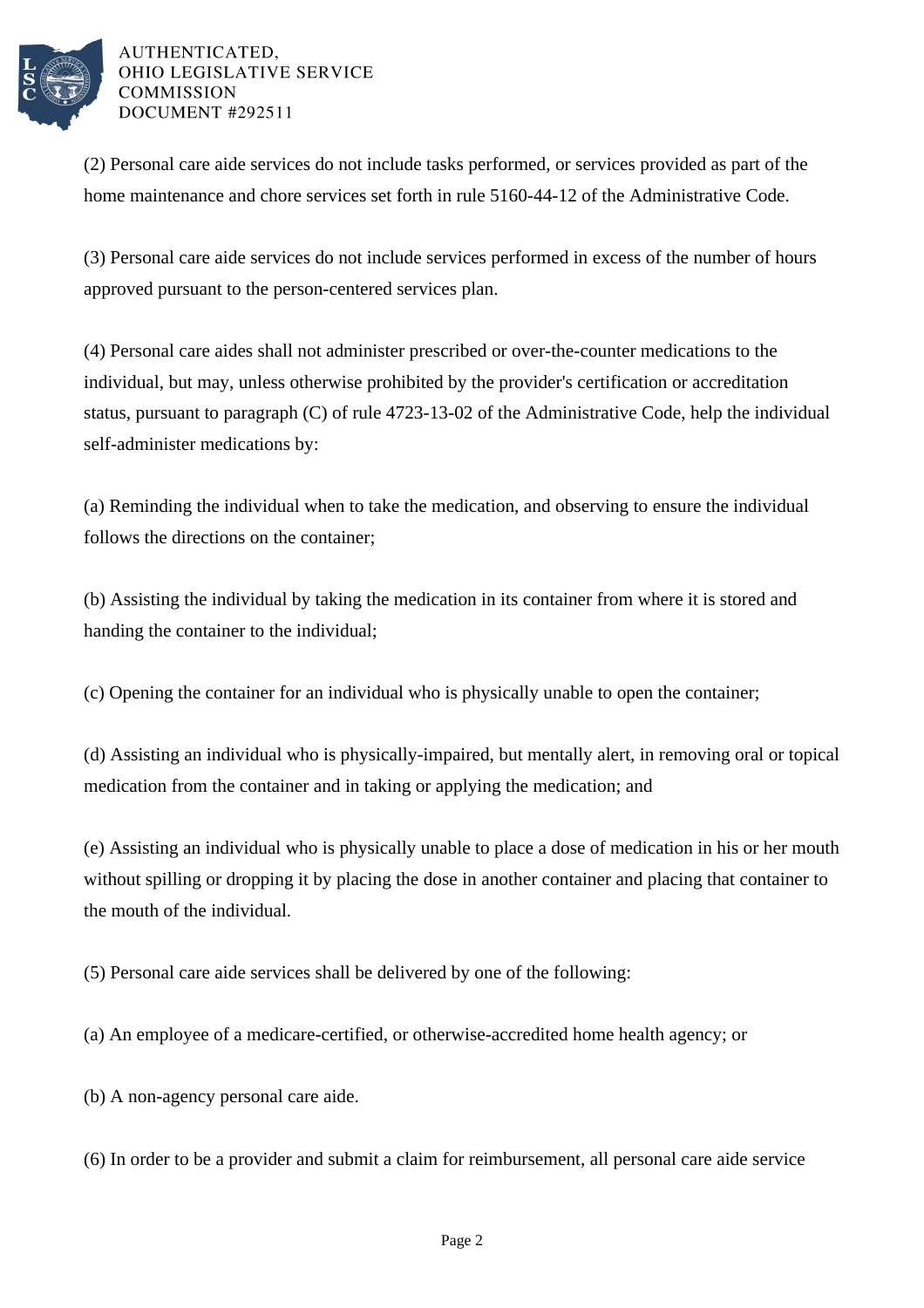(2) Personal care aide services do not include tasks performed, or services provided as part of the home maintenance and chore services set forth in rule 5160-44-12 of the Administrative Code.

(3) Personal care aide services do not include services performed in excess of the number of hours approved pursuant to the person-centered services plan.

(4) Personal care aides shall not administer prescribed or over-the-counter medications to the individual, but may, unless otherwise prohibited by the provider's certification or accreditation status, pursuant to paragraph (C) of rule 4723-13-02 of the Administrative Code, help the individual self-administer medications by:

(a) Reminding the individual when to take the medication, and observing to ensure the individual follows the directions on the container;

(b) Assisting the individual by taking the medication in its container from where it is stored and handing the container to the individual;

(c) Opening the container for an individual who is physically unable to open the container;

(d) Assisting an individual who is physically-impaired, but mentally alert, in removing oral or topical medication from the container and in taking or applying the medication; and

(e) Assisting an individual who is physically unable to place a dose of medication in his or her mouth without spilling or dropping it by placing the dose in another container and placing that container to the mouth of the individual.

(5) Personal care aide services shall be delivered by one of the following:

(a) An employee of a medicare-certified, or otherwise-accredited home health agency; or

(b) A non-agency personal care aide.

(6) In order to be a provider and submit a claim for reimbursement, all personal care aide service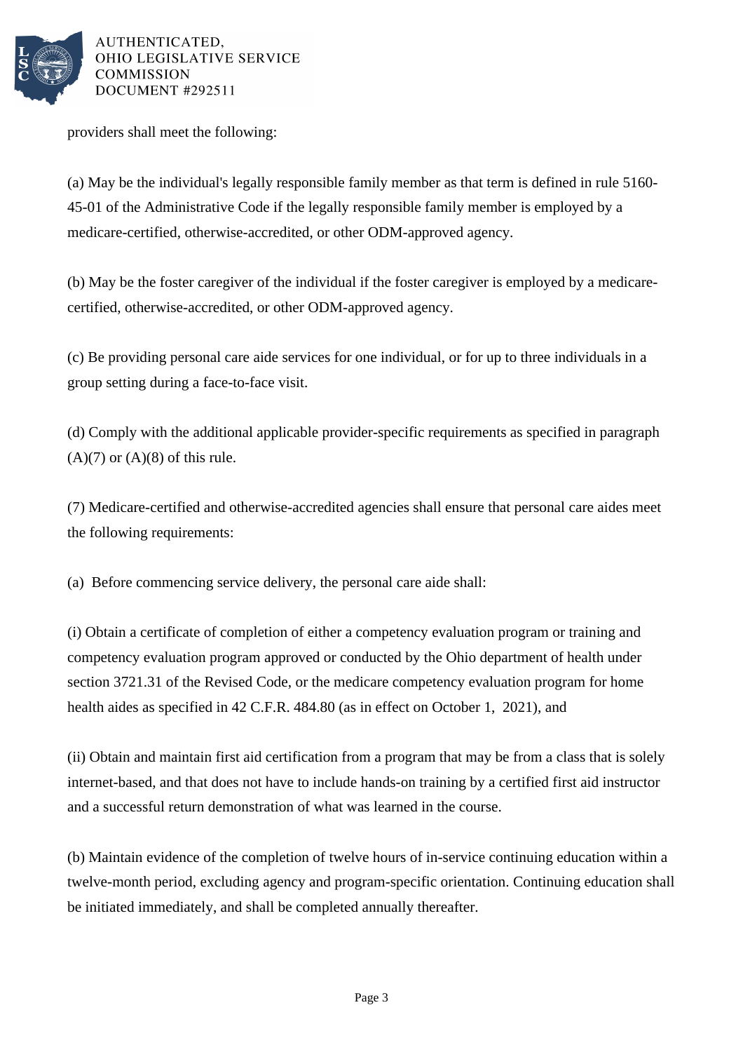providers shall meet the following:

(a) May be the individual's legally responsible family member as that term is defined in rule 5160-45-01 of the Administrative Code if the legally responsible family member is employed by a medicare-certified, otherwise-accredited, or other ODM-approved agency.

(b) May be the foster caregiver of the individual if the foster caregiver is employed by a medicare-certified, otherwise-accredited, or other ODM-approved agency.

(c) Be providing personal care aide services for one individual, or for up to three individuals in a group setting during a face-to-face visit.

(d) Comply with the additional applicable provider-specific requirements as specified in paragraph (A)(7) or (A)(8) of this rule.

(7) Medicare-certified and otherwise-accredited agencies shall ensure that personal care aides meet the following requirements:

(a) Before commencing service delivery, the personal care aide shall:

(i) Obtain a certificate of completion of either a competency evaluation program or training and competency evaluation program approved or conducted by the Ohio department of health under section 3721.31 of the Revised Code, or the medicare competency evaluation program for home health aides as specified in 42 C.F.R. 484.80 (as in effect on October 1, 2021), and

(ii) Obtain and maintain first aid certification from a program that may be from a class that is solely internet-based, and that does not have to include hands-on training by a certified first aid instructor and a successful return demonstration of what was learned in the course.

(b) Maintain evidence of the completion of twelve hours of in-service continuing education within a twelve-month period, excluding agency and program-specific orientation. Continuing education shall be initiated immediately, and shall be completed annually thereafter.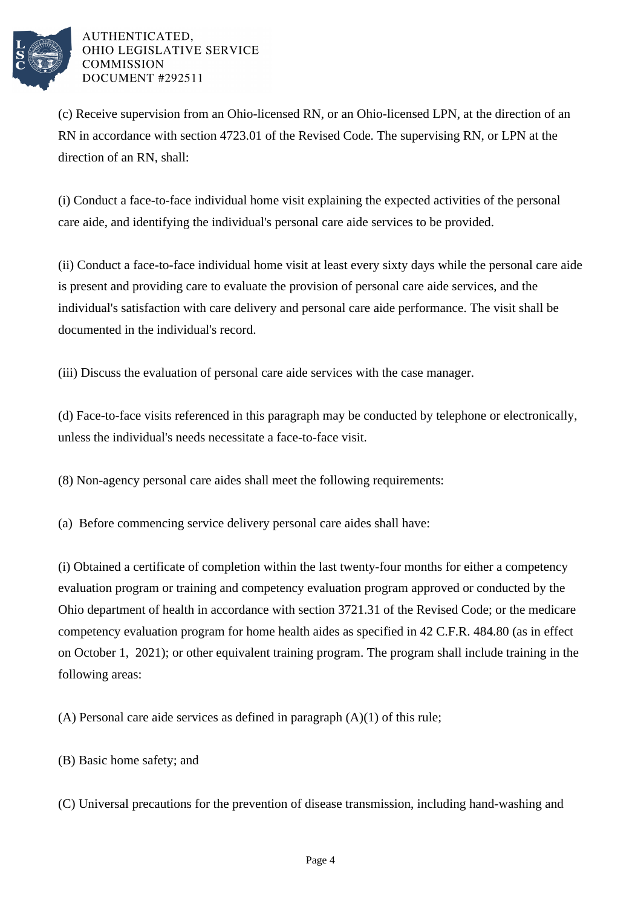(c) Receive supervision from an Ohio-licensed RN, or an Ohio-licensed LPN, at the direction of an RN in accordance with section 4723.01 of the Revised Code. The supervising RN, or LPN at the direction of an RN, shall:

(i) Conduct a face-to-face individual home visit explaining the expected activities of the personal care aide, and identifying the individual's personal care aide services to be provided.

(ii) Conduct a face-to-face individual home visit at least every sixty days while the personal care aide is present and providing care to evaluate the provision of personal care aide services, and the individual's satisfaction with care delivery and personal care aide performance. The visit shall be documented in the individual's record.

(iii) Discuss the evaluation of personal care aide services with the case manager.

(d) Face-to-face visits referenced in this paragraph may be conducted by telephone or electronically, unless the individual's needs necessitate a face-to-face visit.

(8) Non-agency personal care aides shall meet the following requirements:

(a) Before commencing service delivery personal care aides shall have:

(i) Obtained a certificate of completion within the last twenty-four months for either a competency evaluation program or training and competency evaluation program approved or conducted by the Ohio department of health in accordance with section 3721.31 of the Revised Code; or the medicare competency evaluation program for home health aides as specified in 42 C.F.R. 484.80 (as in effect on October 1, 2021); or other equivalent training program. The program shall include training in the following areas:

(A) Personal care aide services as defined in paragraph (A)(1) of this rule;

(B) Basic home safety; and

(C) Universal precautions for the prevention of disease transmission, including hand-washing and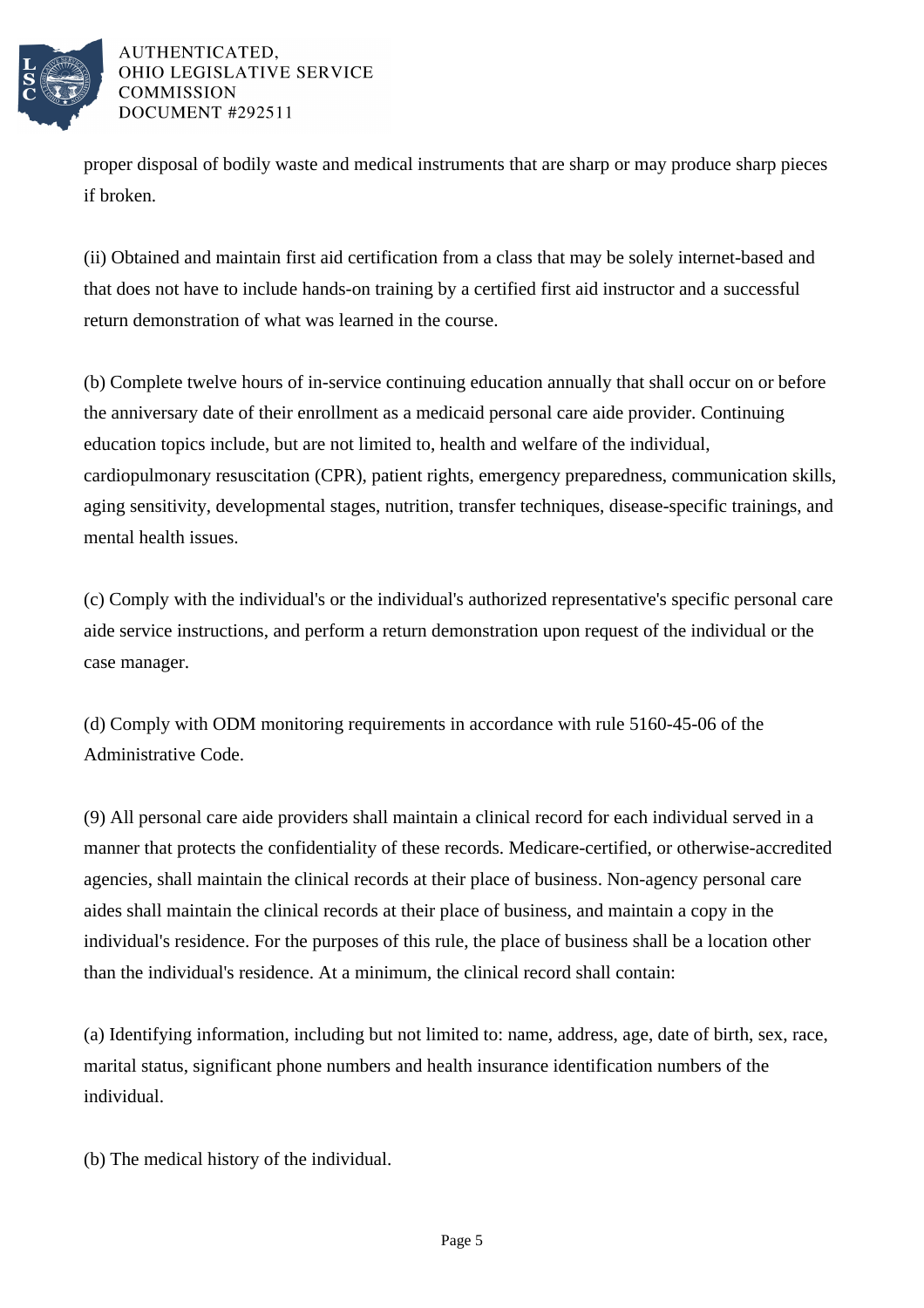proper disposal of bodily waste and medical instruments that are sharp or may produce sharp pieces if broken.

(ii) Obtained and maintain first aid certification from a class that may be solely internet-based and that does not have to include hands-on training by a certified first aid instructor and a successful return demonstration of what was learned in the course.

(b) Complete twelve hours of in-service continuing education annually that shall occur on or before the anniversary date of their enrollment as a medicaid personal care aide provider. Continuing education topics include, but are not limited to, health and welfare of the individual, cardiopulmonary resuscitation (CPR), patient rights, emergency preparedness, communication skills, aging sensitivity, developmental stages, nutrition, transfer techniques, disease-specific trainings, and mental health issues.

(c) Comply with the individual's or the individual's authorized representative's specific personal care aide service instructions, and perform a return demonstration upon request of the individual or the case manager.

(d) Comply with ODM monitoring requirements in accordance with rule 5160-45-06 of the Administrative Code.

(9) All personal care aide providers shall maintain a clinical record for each individual served in a manner that protects the confidentiality of these records. Medicare-certified, or otherwise-accredited agencies, shall maintain the clinical records at their place of business. Non-agency personal care aides shall maintain the clinical records at their place of business, and maintain a copy in the individual's residence. For the purposes of this rule, the place of business shall be a location other than the individual's residence. At a minimum, the clinical record shall contain:

(a) Identifying information, including but not limited to: name, address, age, date of birth, sex, race, marital status, significant phone numbers and health insurance identification numbers of the individual.

(b) The medical history of the individual.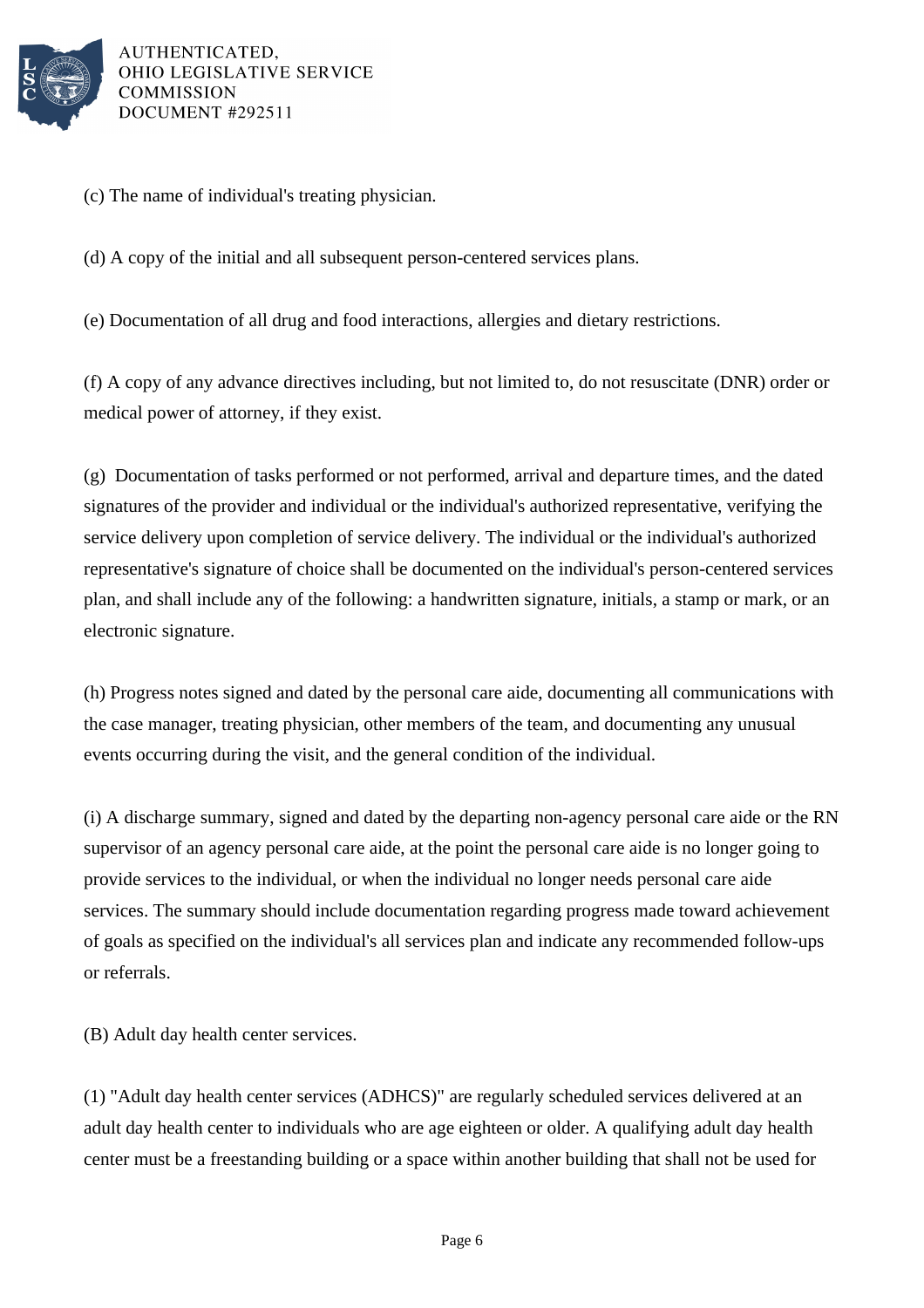(c) The name of individual's treating physician.

(d) A copy of the initial and all subsequent person-centered services plans.

(e) Documentation of all drug and food interactions, allergies and dietary restrictions.

(f) A copy of any advance directives including, but not limited to, do not resuscitate (DNR) order or medical power of attorney, if they exist.

(g) Documentation of tasks performed or not performed, arrival and departure times, and the dated signatures of the provider and individual or the individual's authorized representative, verifying the service delivery upon completion of service delivery. The individual or the individual's authorized representative's signature of choice shall be documented on the individual's person-centered services plan, and shall include any of the following: a handwritten signature, initials, a stamp or mark, or an electronic signature.

(h) Progress notes signed and dated by the personal care aide, documenting all communications with the case manager, treating physician, other members of the team, and documenting any unusual events occurring during the visit, and the general condition of the individual.

(i) A discharge summary, signed and dated by the departing non-agency personal care aide or the RN supervisor of an agency personal care aide, at the point the personal care aide is no longer going to provide services to the individual, or when the individual no longer needs personal care aide services. The summary should include documentation regarding progress made toward achievement of goals as specified on the individual's all services plan and indicate any recommended follow-ups or referrals.

(B) Adult day health center services.

(1) "Adult day health center services (ADHCS)" are regularly scheduled services delivered at an adult day health center to individuals who are age eighteen or older. A qualifying adult day health center must be a freestanding building or a space within another building that shall not be used for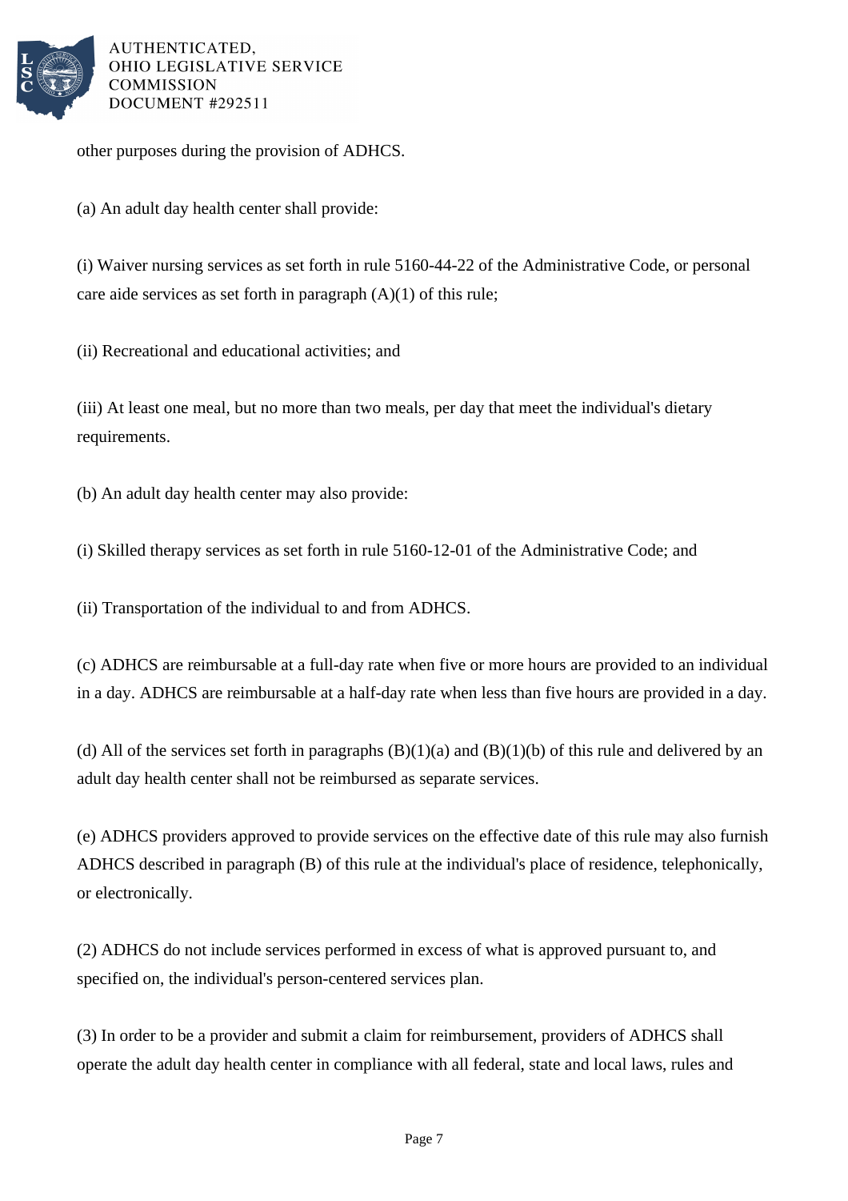other purposes during the provision of ADHCS.

(a) An adult day health center shall provide:

(i) Waiver nursing services as set forth in rule 5160-44-22 of the Administrative Code, or personal care aide services as set forth in paragraph (A)(1) of this rule;

(ii) Recreational and educational activities; and

(iii) At least one meal, but no more than two meals, per day that meet the individual's dietary requirements.

(b) An adult day health center may also provide:

(i) Skilled therapy services as set forth in rule 5160-12-01 of the Administrative Code; and

(ii) Transportation of the individual to and from ADHCS.

(c) ADHCS are reimbursable at a full-day rate when five or more hours are provided to an individual in a day. ADHCS are reimbursable at a half-day rate when less than five hours are provided in a day.

(d) All of the services set forth in paragraphs (B)(1)(a) and (B)(1)(b) of this rule and delivered by an adult day health center shall not be reimbursed as separate services.

(e) ADHCS providers approved to provide services on the effective date of this rule may also furnish ADHCS described in paragraph (B) of this rule at the individual's place of residence, telephonically, or electronically.

(2) ADHCS do not include services performed in excess of what is approved pursuant to, and specified on, the individual's person-centered services plan.

(3) In order to be a provider and submit a claim for reimbursement, providers of ADHCS shall operate the adult day health center in compliance with all federal, state and local laws, rules and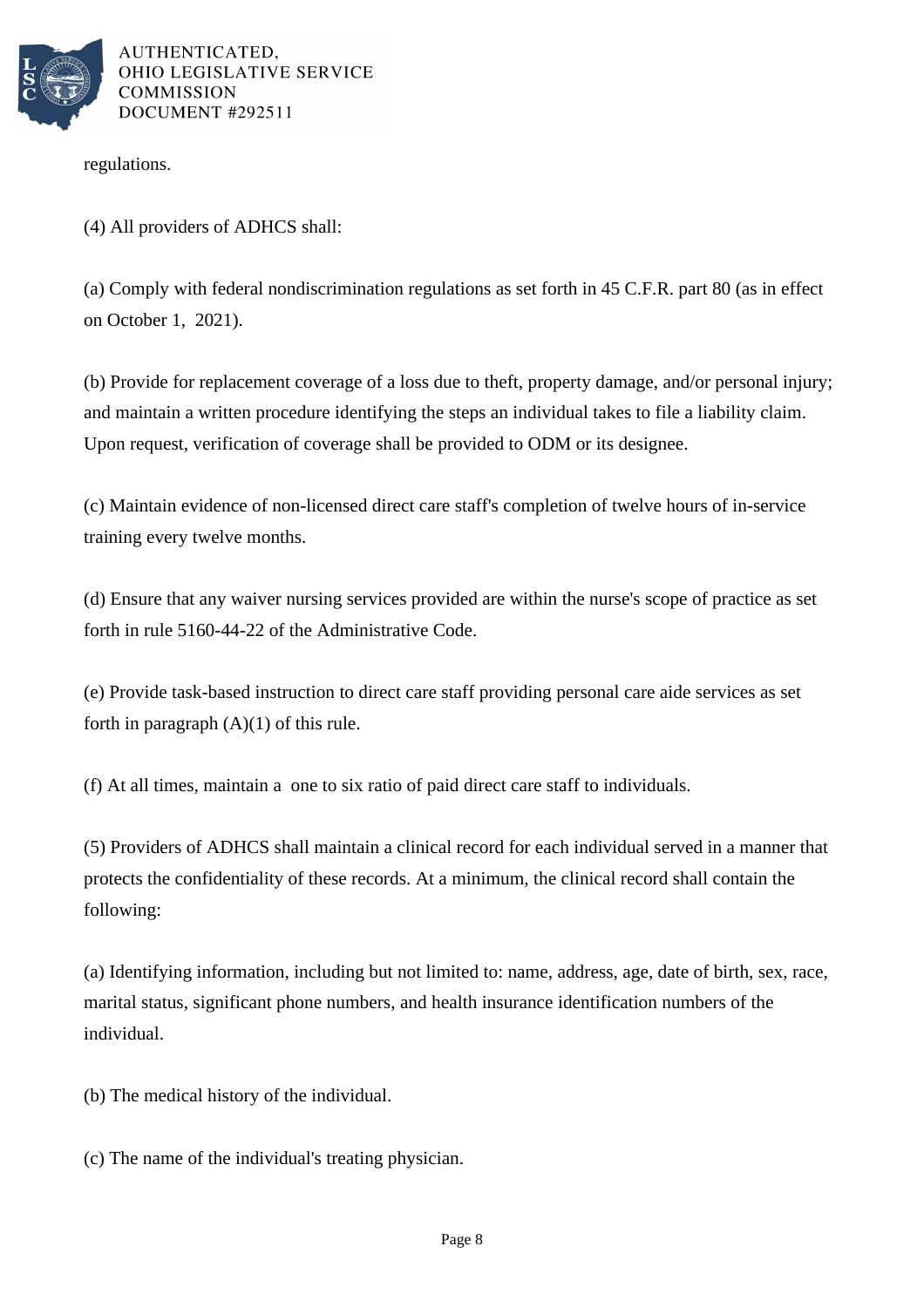regulations.

(4) All providers of ADHCS shall:

(a) Comply with federal nondiscrimination regulations as set forth in 45 C.F.R. part 80 (as in effect on October 1, 2021).

(b) Provide for replacement coverage of a loss due to theft, property damage, and/or personal injury; and maintain a written procedure identifying the steps an individual takes to file a liability claim. Upon request, verification of coverage shall be provided to ODM or its designee.

(c) Maintain evidence of non-licensed direct care staff's completion of twelve hours of in-service training every twelve months.

(d) Ensure that any waiver nursing services provided are within the nurse's scope of practice as set forth in rule 5160-44-22 of the Administrative Code.

(e) Provide task-based instruction to direct care staff providing personal care aide services as set forth in paragraph (A)(1) of this rule.

(f) At all times, maintain a one to six ratio of paid direct care staff to individuals.

(5) Providers of ADHCS shall maintain a clinical record for each individual served in a manner that protects the confidentiality of these records. At a minimum, the clinical record shall contain the following:

(a) Identifying information, including but not limited to: name, address, age, date of birth, sex, race, marital status, significant phone numbers, and health insurance identification numbers of the individual.

(b) The medical history of the individual.

(c) The name of the individual's treating physician.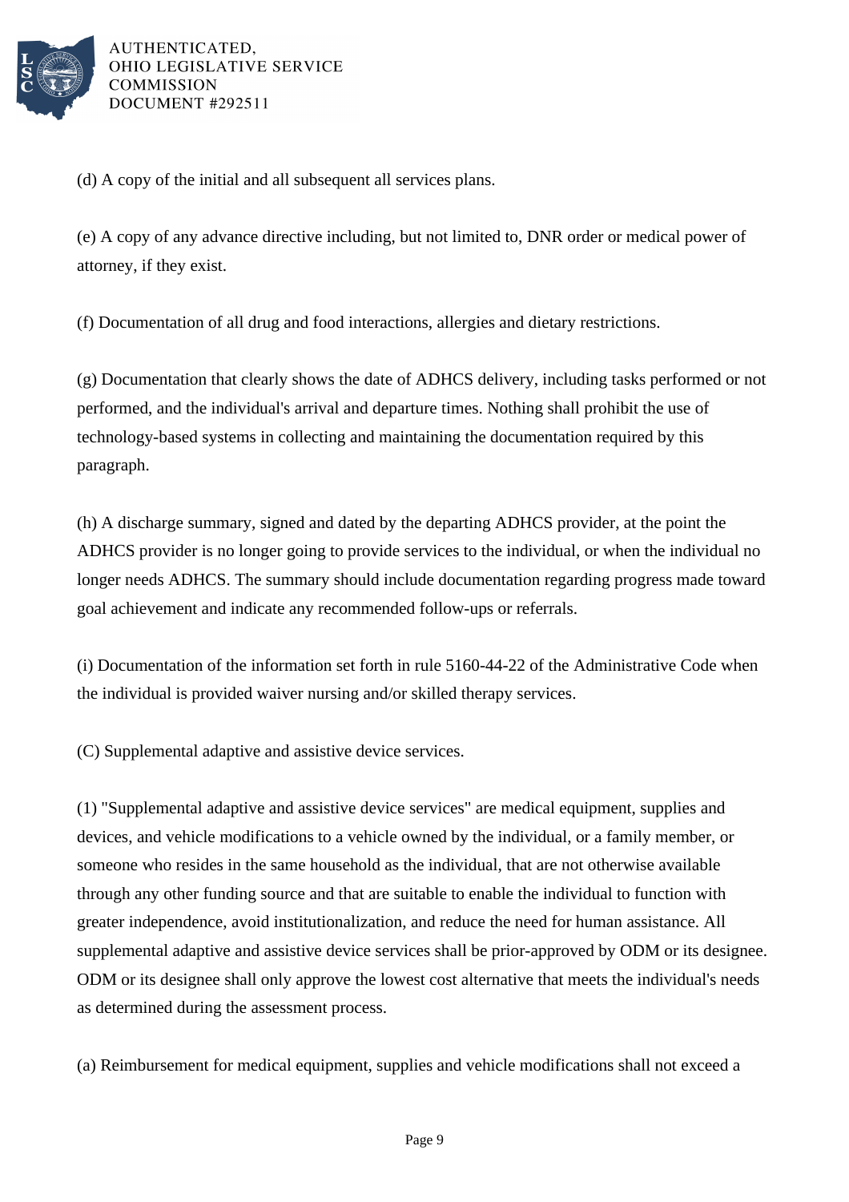(d) A copy of the initial and all subsequent all services plans.

(e) A copy of any advance directive including, but not limited to, DNR order or medical power of attorney, if they exist.

(f) Documentation of all drug and food interactions, allergies and dietary restrictions.

(g) Documentation that clearly shows the date of ADHCS delivery, including tasks performed or not performed, and the individual's arrival and departure times. Nothing shall prohibit the use of technology-based systems in collecting and maintaining the documentation required by this paragraph.

(h) A discharge summary, signed and dated by the departing ADHCS provider, at the point the ADHCS provider is no longer going to provide services to the individual, or when the individual no longer needs ADHCS. The summary should include documentation regarding progress made toward goal achievement and indicate any recommended follow-ups or referrals.

(i) Documentation of the information set forth in rule 5160-44-22 of the Administrative Code when the individual is provided waiver nursing and/or skilled therapy services.

(C) Supplemental adaptive and assistive device services.

(1) "Supplemental adaptive and assistive device services" are medical equipment, supplies and devices, and vehicle modifications to a vehicle owned by the individual, or a family member, or someone who resides in the same household as the individual, that are not otherwise available through any other funding source and that are suitable to enable the individual to function with greater independence, avoid institutionalization, and reduce the need for human assistance. All supplemental adaptive and assistive device services shall be prior-approved by ODM or its designee. ODM or its designee shall only approve the lowest cost alternative that meets the individual's needs as determined during the assessment process.

(a) Reimbursement for medical equipment, supplies and vehicle modifications shall not exceed a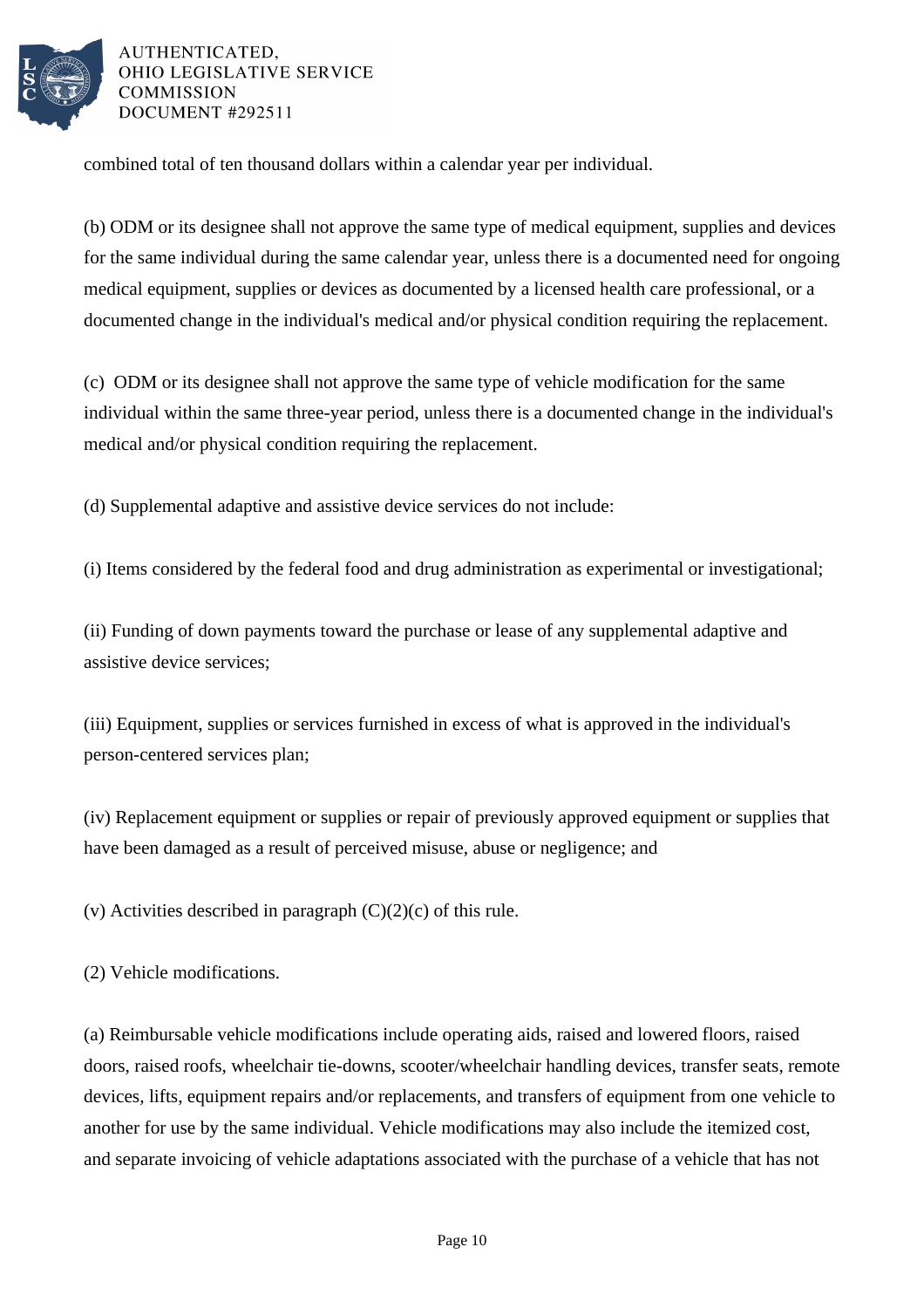combined total of ten thousand dollars within a calendar year per individual.

(b) ODM or its designee shall not approve the same type of medical equipment, supplies and devices for the same individual during the same calendar year, unless there is a documented need for ongoing medical equipment, supplies or devices as documented by a licensed health care professional, or a documented change in the individual's medical and/or physical condition requiring the replacement.

(c) ODM or its designee shall not approve the same type of vehicle modification for the same individual within the same three-year period, unless there is a documented change in the individual's medical and/or physical condition requiring the replacement.

(d) Supplemental adaptive and assistive device services do not include:

(i) Items considered by the federal food and drug administration as experimental or investigational;

(ii) Funding of down payments toward the purchase or lease of any supplemental adaptive and assistive device services;

(iii) Equipment, supplies or services furnished in excess of what is approved in the individual's person-centered services plan;

(iv) Replacement equipment or supplies or repair of previously approved equipment or supplies that have been damaged as a result of perceived misuse, abuse or negligence; and

(v) Activities described in paragraph (C)(2)(c) of this rule.

(2) Vehicle modifications.

(a) Reimbursable vehicle modifications include operating aids, raised and lowered floors, raised doors, raised roofs, wheelchair tie-downs, scooter/wheelchair handling devices, transfer seats, remote devices, lifts, equipment repairs and/or replacements, and transfers of equipment from one vehicle to another for use by the same individual. Vehicle modifications may also include the itemized cost, and separate invoicing of vehicle adaptations associated with the purchase of a vehicle that has not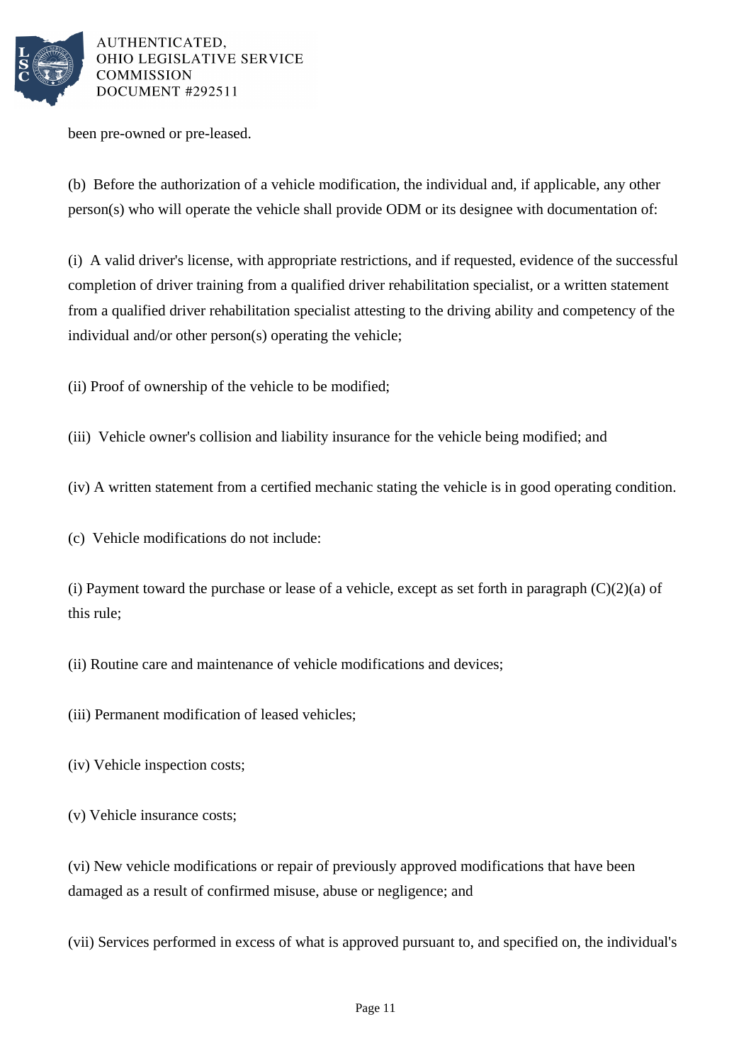been pre-owned or pre-leased.

(b) Before the authorization of a vehicle modification, the individual and, if applicable, any other person(s) who will operate the vehicle shall provide ODM or its designee with documentation of:

(i) A valid driver's license, with appropriate restrictions, and if requested, evidence of the successful completion of driver training from a qualified driver rehabilitation specialist, or a written statement from a qualified driver rehabilitation specialist attesting to the driving ability and competency of the individual and/or other person(s) operating the vehicle;

(ii) Proof of ownership of the vehicle to be modified;

(iii) Vehicle owner's collision and liability insurance for the vehicle being modified; and

(iv) A written statement from a certified mechanic stating the vehicle is in good operating condition.

(c) Vehicle modifications do not include:

(i) Payment toward the purchase or lease of a vehicle, except as set forth in paragraph (C)(2)(a) of this rule;

(ii) Routine care and maintenance of vehicle modifications and devices;

(iii) Permanent modification of leased vehicles;

(iv) Vehicle inspection costs;

(v) Vehicle insurance costs;

(vi) New vehicle modifications or repair of previously approved modifications that have been damaged as a result of confirmed misuse, abuse or negligence; and

(vii) Services performed in excess of what is approved pursuant to, and specified on, the individual's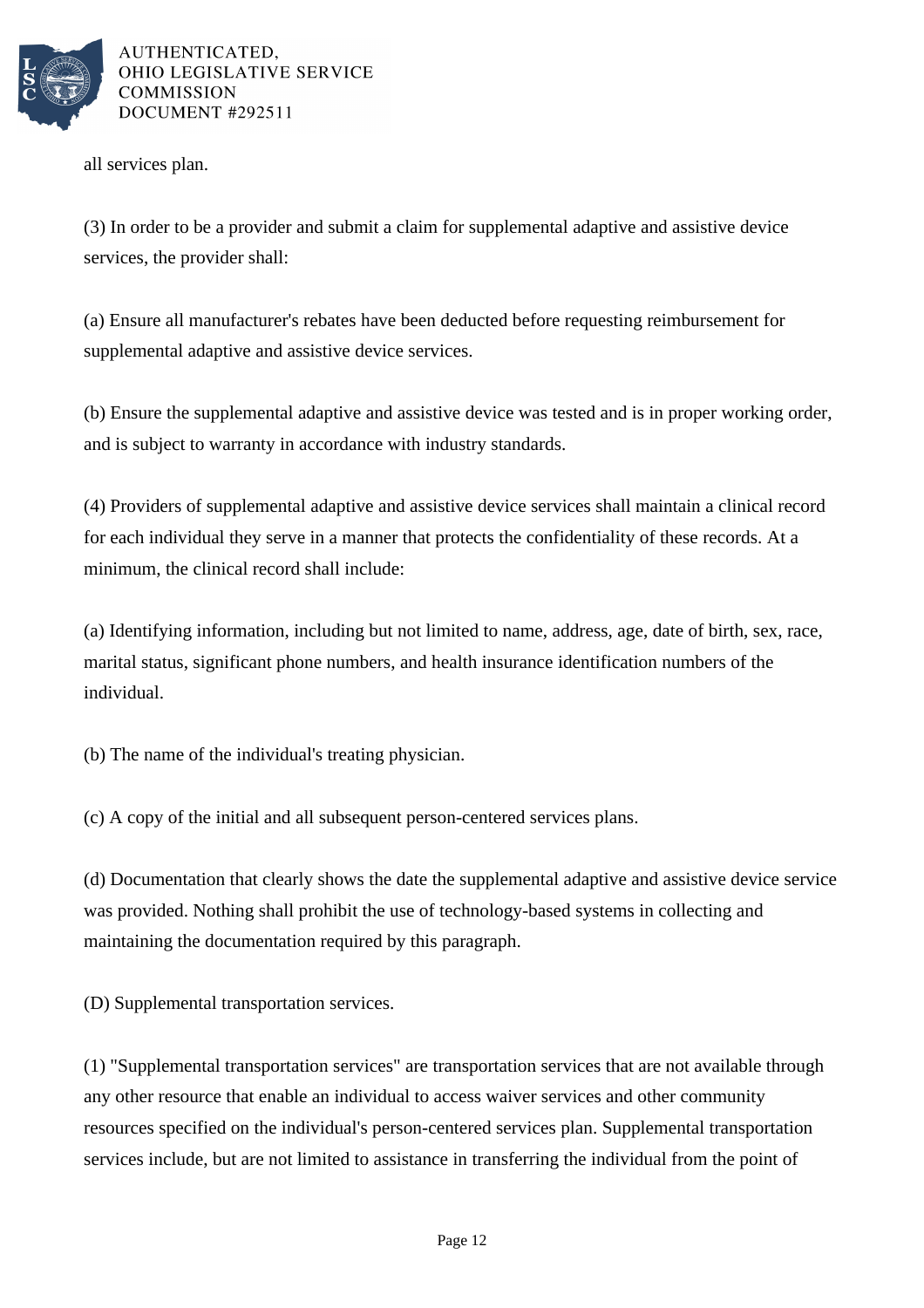all services plan.

(3) In order to be a provider and submit a claim for supplemental adaptive and assistive device services, the provider shall:

(a) Ensure all manufacturer's rebates have been deducted before requesting reimbursement for supplemental adaptive and assistive device services.

(b) Ensure the supplemental adaptive and assistive device was tested and is in proper working order, and is subject to warranty in accordance with industry standards.

(4) Providers of supplemental adaptive and assistive device services shall maintain a clinical record for each individual they serve in a manner that protects the confidentiality of these records. At a minimum, the clinical record shall include:

(a) Identifying information, including but not limited to name, address, age, date of birth, sex, race, marital status, significant phone numbers, and health insurance identification numbers of the individual.

(b) The name of the individual's treating physician.

(c) A copy of the initial and all subsequent person-centered services plans.

(d) Documentation that clearly shows the date the supplemental adaptive and assistive device service was provided. Nothing shall prohibit the use of technology-based systems in collecting and maintaining the documentation required by this paragraph.

(D) Supplemental transportation services.

(1) "Supplemental transportation services" are transportation services that are not available through any other resource that enable an individual to access waiver services and other community resources specified on the individual's person-centered services plan. Supplemental transportation services include, but are not limited to assistance in transferring the individual from the point of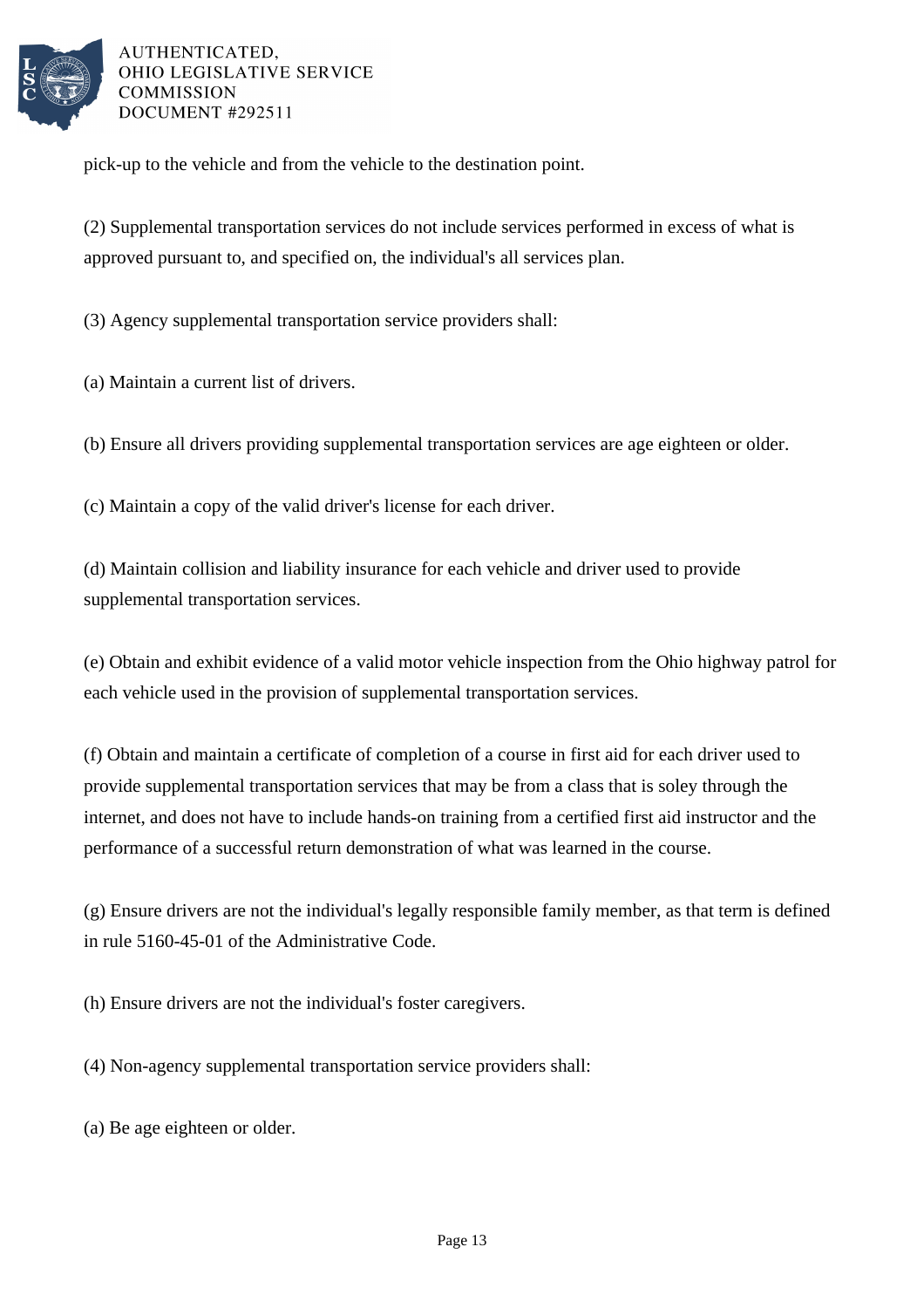pick-up to the vehicle and from the vehicle to the destination point.

(2) Supplemental transportation services do not include services performed in excess of what is approved pursuant to, and specified on, the individual's all services plan.

(3) Agency supplemental transportation service providers shall:

(a) Maintain a current list of drivers.

(b) Ensure all drivers providing supplemental transportation services are age eighteen or older.

(c) Maintain a copy of the valid driver's license for each driver.

(d) Maintain collision and liability insurance for each vehicle and driver used to provide supplemental transportation services.

(e) Obtain and exhibit evidence of a valid motor vehicle inspection from the Ohio highway patrol for each vehicle used in the provision of supplemental transportation services.

(f) Obtain and maintain a certificate of completion of a course in first aid for each driver used to provide supplemental transportation services that may be from a class that is soley through the internet, and does not have to include hands-on training from a certified first aid instructor and the performance of a successful return demonstration of what was learned in the course.

(g) Ensure drivers are not the individual's legally responsible family member, as that term is defined in rule 5160-45-01 of the Administrative Code.

(h) Ensure drivers are not the individual's foster caregivers.

(4) Non-agency supplemental transportation service providers shall:

(a) Be age eighteen or older.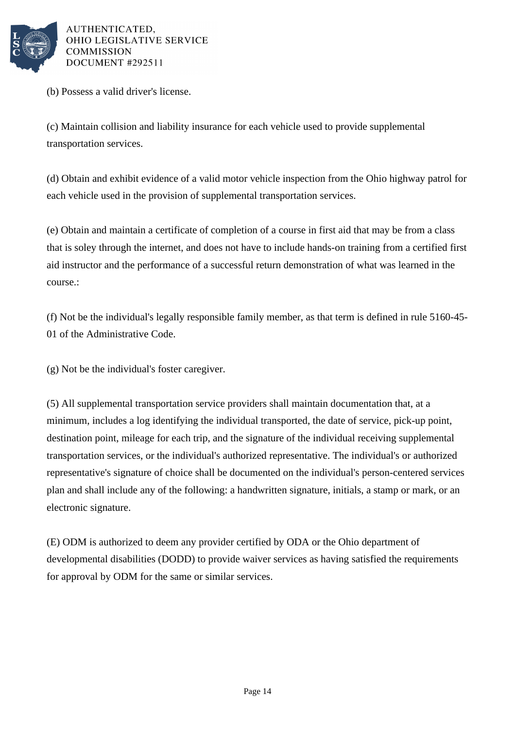(b) Possess a valid driver's license.

(c) Maintain collision and liability insurance for each vehicle used to provide supplemental transportation services.

(d) Obtain and exhibit evidence of a valid motor vehicle inspection from the Ohio highway patrol for each vehicle used in the provision of supplemental transportation services.

(e) Obtain and maintain a certificate of completion of a course in first aid that may be from a class that is soley through the internet, and does not have to include hands-on training from a certified first aid instructor and the performance of a successful return demonstration of what was learned in the course.:

(f) Not be the individual's legally responsible family member, as that term is defined in rule 5160-45-01 of the Administrative Code.

(g) Not be the individual's foster caregiver.

(5) All supplemental transportation service providers shall maintain documentation that, at a minimum, includes a log identifying the individual transported, the date of service, pick-up point, destination point, mileage for each trip, and the signature of the individual receiving supplemental transportation services, or the individual's authorized representative. The individual's or authorized representative's signature of choice shall be documented on the individual's person-centered services plan and shall include any of the following: a handwritten signature, initials, a stamp or mark, or an electronic signature.

(E) ODM is authorized to deem any provider certified by ODA or the Ohio department of developmental disabilities (DODD) to provide waiver services as having satisfied the requirements for approval by ODM for the same or similar services.